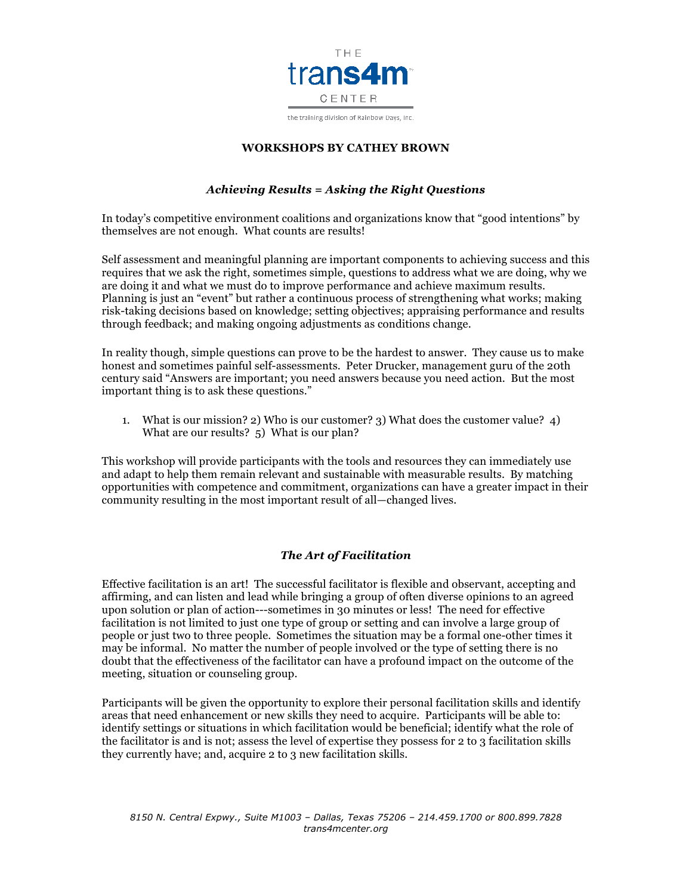THE
trans4m
CENTER

the training division of Rainbow Days, Inc.

**WORKSHOPS BY CATHEY BROWN**

## *Achieving Results = Asking the Right Questions*

In today's competitive environment coalitions and organizations know that "good intentions" by themselves are not enough. What counts are results!

Self assessment and meaningful planning are important components to achieving success and this requires that we ask the right, sometimes simple, questions to address what we are doing, why we are doing it and what we must do to improve performance and achieve maximum results. Planning is just an "event" but rather a continuous process of strengthening what works; making risk-taking decisions based on knowledge; setting objectives; appraising performance and results through feedback; and making ongoing adjustments as conditions change.

In reality though, simple questions can prove to be the hardest to answer. They cause us to make honest and sometimes painful self-assessments. Peter Drucker, management guru of the 20th century said "Answers are important; you need answers because you need action. But the most important thing is to ask these questions."

1. What is our mission? 2) Who is our customer? 3) What does the customer value? 4) What are our results? 5) What is our plan?

This workshop will provide participants with the tools and resources they can immediately use and adapt to help them remain relevant and sustainable with measurable results. By matching opportunities with competence and commitment, organizations can have a greater impact in their community resulting in the most important result of all—changed lives.

## *The Art of Facilitation*

Effective facilitation is an art! The successful facilitator is flexible and observant, accepting and affirming, and can listen and lead while bringing a group of often diverse opinions to an agreed upon solution or plan of action---sometimes in 30 minutes or less! The need for effective facilitation is not limited to just one type of group or setting and can involve a large group of people or just two to three people. Sometimes the situation may be a formal one-other times it may be informal. No matter the number of people involved or the type of setting there is no doubt that the effectiveness of the facilitator can have a profound impact on the outcome of the meeting, situation or counseling group.

Participants will be given the opportunity to explore their personal facilitation skills and identify areas that need enhancement or new skills they need to acquire. Participants will be able to: identify settings or situations in which facilitation would be beneficial; identify what the role of the facilitator is and is not; assess the level of expertise they possess for 2 to 3 facilitation skills they currently have; and, acquire 2 to 3 new facilitation skills.

*8150 N. Central Expwy., Suite M1003 – Dallas, Texas 75206 – 214.459.1700 or 800.899.7828*
*trans4mcenter.org*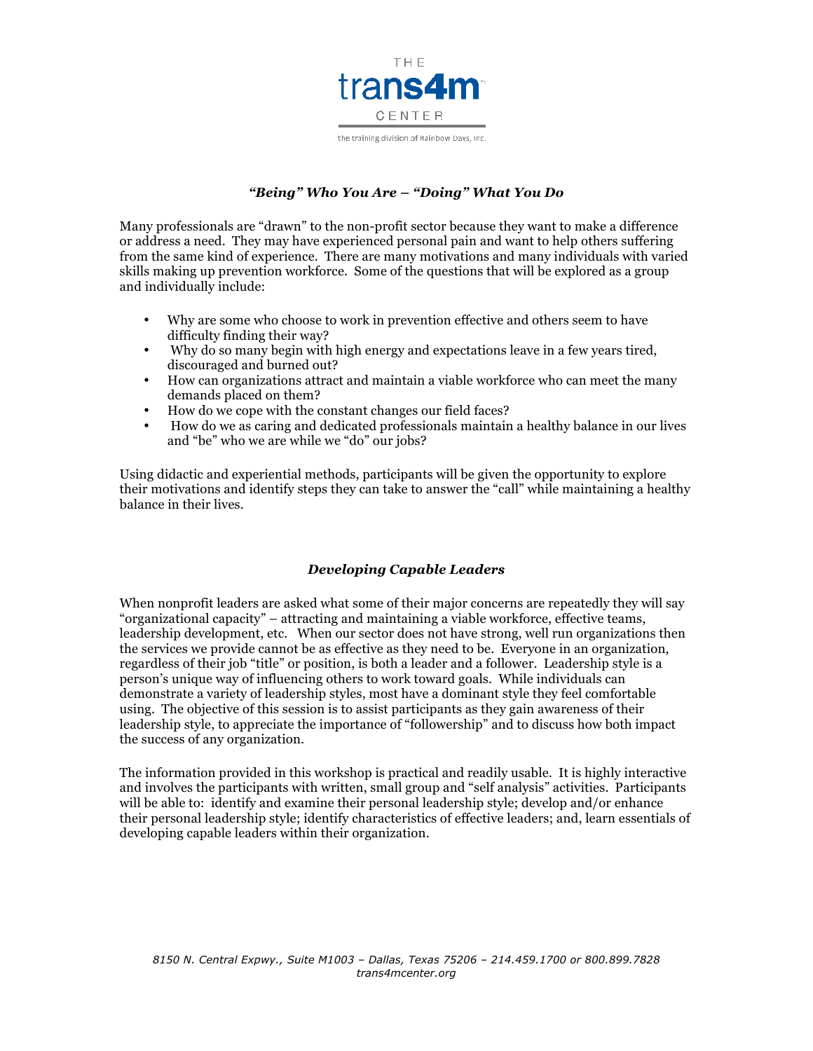### *"Being" Who You Are – "Doing" What You Do*

Many professionals are "drawn" to the non-profit sector because they want to make a difference or address a need. They may have experienced personal pain and want to help others suffering from the same kind of experience. There are many motivations and many individuals with varied skills making up prevention workforce. Some of the questions that will be explored as a group and individually include:

- Why are some who choose to work in prevention effective and others seem to have difficulty finding their way?
- Why do so many begin with high energy and expectations leave in a few years tired, discouraged and burned out?
- How can organizations attract and maintain a viable workforce who can meet the many demands placed on them?
- How do we cope with the constant changes our field faces?
- How do we as caring and dedicated professionals maintain a healthy balance in our lives and "be" who we are while we "do" our jobs?

Using didactic and experiential methods, participants will be given the opportunity to explore their motivations and identify steps they can take to answer the "call" while maintaining a healthy balance in their lives.

### *Developing Capable Leaders*

When nonprofit leaders are asked what some of their major concerns are repeatedly they will say "organizational capacity" – attracting and maintaining a viable workforce, effective teams, leadership development, etc. When our sector does not have strong, well run organizations then the services we provide cannot be as effective as they need to be. Everyone in an organization, regardless of their job "title" or position, is both a leader and a follower. Leadership style is a person's unique way of influencing others to work toward goals. While individuals can demonstrate a variety of leadership styles, most have a dominant style they feel comfortable using. The objective of this session is to assist participants as they gain awareness of their leadership style, to appreciate the importance of "followership" and to discuss how both impact the success of any organization.

The information provided in this workshop is practical and readily usable. It is highly interactive and involves the participants with written, small group and "self analysis" activities. Participants will be able to: identify and examine their personal leadership style; develop and/or enhance their personal leadership style; identify characteristics of effective leaders; and, learn essentials of developing capable leaders within their organization.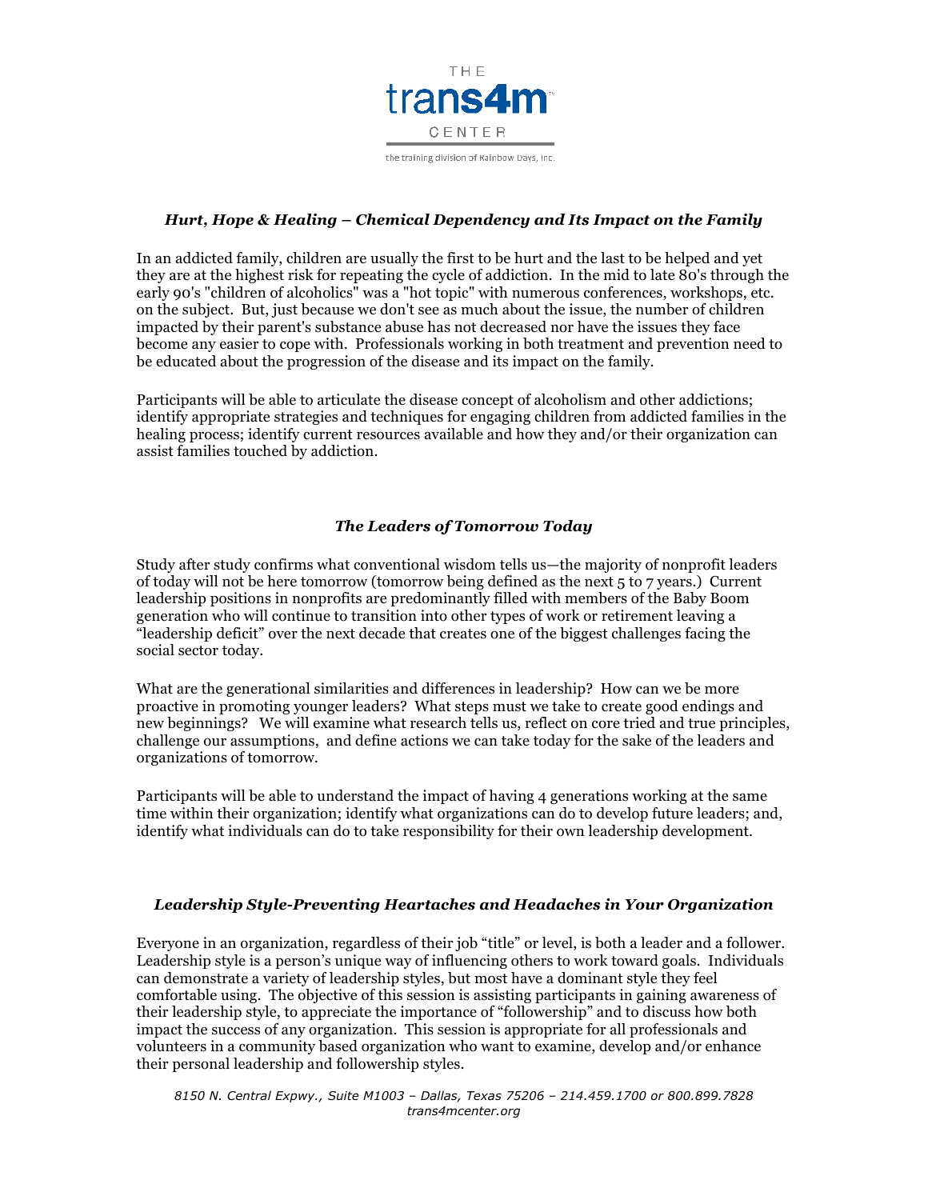THE
# trans4m
CENTER

the training division of Rainbow Days, Inc.

## *Hurt, Hope & Healing – Chemical Dependency and Its Impact on the Family*

In an addicted family, children are usually the first to be hurt and the last to be helped and yet they are at the highest risk for repeating the cycle of addiction. In the mid to late 80's through the early 90's "children of alcoholics" was a "hot topic" with numerous conferences, workshops, etc. on the subject. But, just because we don't see as much about the issue, the number of children impacted by their parent's substance abuse has not decreased nor have the issues they face become any easier to cope with. Professionals working in both treatment and prevention need to be educated about the progression of the disease and its impact on the family.

Participants will be able to articulate the disease concept of alcoholism and other addictions; identify appropriate strategies and techniques for engaging children from addicted families in the healing process; identify current resources available and how they and/or their organization can assist families touched by addiction.

## *The Leaders of Tomorrow Today*

Study after study confirms what conventional wisdom tells us—the majority of nonprofit leaders of today will not be here tomorrow (tomorrow being defined as the next 5 to 7 years.) Current leadership positions in nonprofits are predominantly filled with members of the Baby Boom generation who will continue to transition into other types of work or retirement leaving a "leadership deficit" over the next decade that creates one of the biggest challenges facing the social sector today.

What are the generational similarities and differences in leadership? How can we be more proactive in promoting younger leaders? What steps must we take to create good endings and new beginnings? We will examine what research tells us, reflect on core tried and true principles, challenge our assumptions, and define actions we can take today for the sake of the leaders and organizations of tomorrow.

Participants will be able to understand the impact of having 4 generations working at the same time within their organization; identify what organizations can do to develop future leaders; and, identify what individuals can do to take responsibility for their own leadership development.

## *Leadership Style-Preventing Heartaches and Headaches in Your Organization*

Everyone in an organization, regardless of their job "title" or level, is both a leader and a follower. Leadership style is a person's unique way of influencing others to work toward goals. Individuals can demonstrate a variety of leadership styles, but most have a dominant style they feel comfortable using. The objective of this session is assisting participants in gaining awareness of their leadership style, to appreciate the importance of "followership" and to discuss how both impact the success of any organization. This session is appropriate for all professionals and volunteers in a community based organization who want to examine, develop and/or enhance their personal leadership and followership styles.

*8150 N. Central Expwy., Suite M1003 – Dallas, Texas 75206 – 214.459.1700 or 800.899.7828*
*trans4mcenter.org*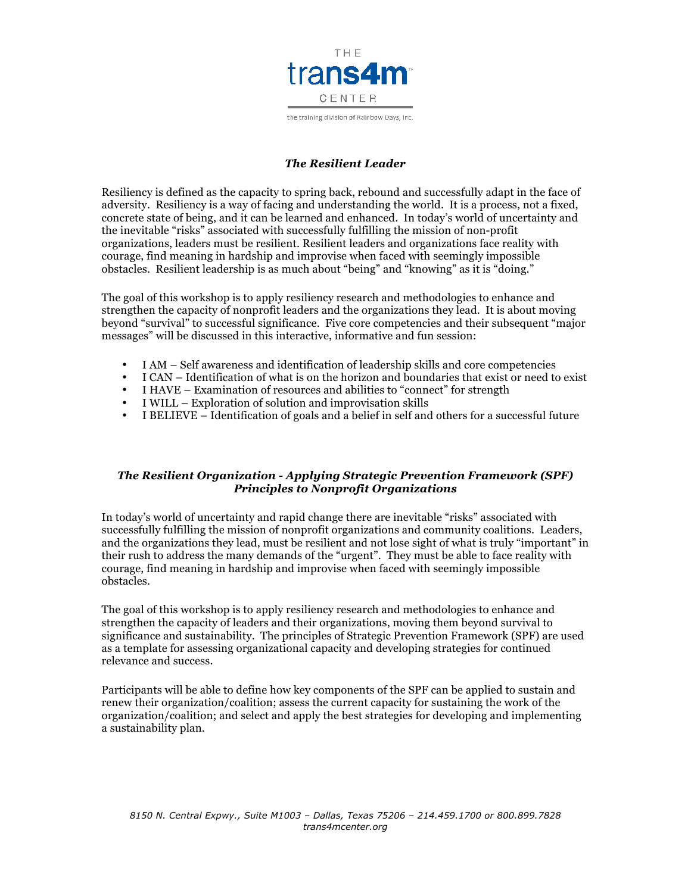THE

trans4m

CENTER

the training division of Rainbow Days, Inc.

## *The Resilient Leader*

Resiliency is defined as the capacity to spring back, rebound and successfully adapt in the face of adversity. Resiliency is a way of facing and understanding the world. It is a process, not a fixed, concrete state of being, and it can be learned and enhanced. In today's world of uncertainty and the inevitable "risks" associated with successfully fulfilling the mission of non-profit organizations, leaders must be resilient. Resilient leaders and organizations face reality with courage, find meaning in hardship and improvise when faced with seemingly impossible obstacles. Resilient leadership is as much about "being" and "knowing" as it is "doing."

The goal of this workshop is to apply resiliency research and methodologies to enhance and strengthen the capacity of nonprofit leaders and the organizations they lead. It is about moving beyond "survival" to successful significance. Five core competencies and their subsequent "major messages" will be discussed in this interactive, informative and fun session:

- I AM – Self awareness and identification of leadership skills and core competencies
- I CAN – Identification of what is on the horizon and boundaries that exist or need to exist
- I HAVE – Examination of resources and abilities to "connect" for strength
- I WILL – Exploration of solution and improvisation skills
- I BELIEVE – Identification of goals and a belief in self and others for a successful future

## *The Resilient Organization - Applying Strategic Prevention Framework (SPF) Principles to Nonprofit Organizations*

In today's world of uncertainty and rapid change there are inevitable "risks" associated with successfully fulfilling the mission of nonprofit organizations and community coalitions. Leaders, and the organizations they lead, must be resilient and not lose sight of what is truly "important" in their rush to address the many demands of the "urgent". They must be able to face reality with courage, find meaning in hardship and improvise when faced with seemingly impossible obstacles.

The goal of this workshop is to apply resiliency research and methodologies to enhance and strengthen the capacity of leaders and their organizations, moving them beyond survival to significance and sustainability. The principles of Strategic Prevention Framework (SPF) are used as a template for assessing organizational capacity and developing strategies for continued relevance and success.

Participants will be able to define how key components of the SPF can be applied to sustain and renew their organization/coalition; assess the current capacity for sustaining the work of the organization/coalition; and select and apply the best strategies for developing and implementing a sustainability plan.

*8150 N. Central Expwy., Suite M1003 – Dallas, Texas 75206 – 214.459.1700 or 800.899.7828*
*trans4mcenter.org*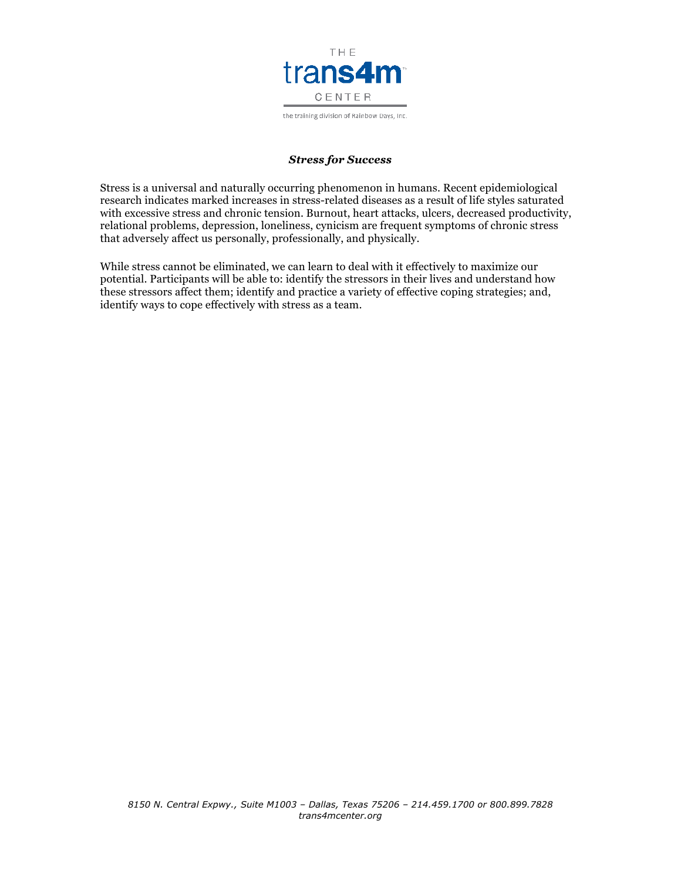THE

trans4m

CENTER

the training division of Rainbow Days, Inc.

***Stress for Success***

Stress is a universal and naturally occurring phenomenon in humans. Recent epidemiological research indicates marked increases in stress-related diseases as a result of life styles saturated with excessive stress and chronic tension. Burnout, heart attacks, ulcers, decreased productivity, relational problems, depression, loneliness, cynicism are frequent symptoms of chronic stress that adversely affect us personally, professionally, and physically.

While stress cannot be eliminated, we can learn to deal with it effectively to maximize our potential. Participants will be able to: identify the stressors in their lives and understand how these stressors affect them; identify and practice a variety of effective coping strategies; and, identify ways to cope effectively with stress as a team.

*8150 N. Central Expwy., Suite M1003 – Dallas, Texas 75206 – 214.459.1700 or 800.899.7828*
*trans4mcenter.org*